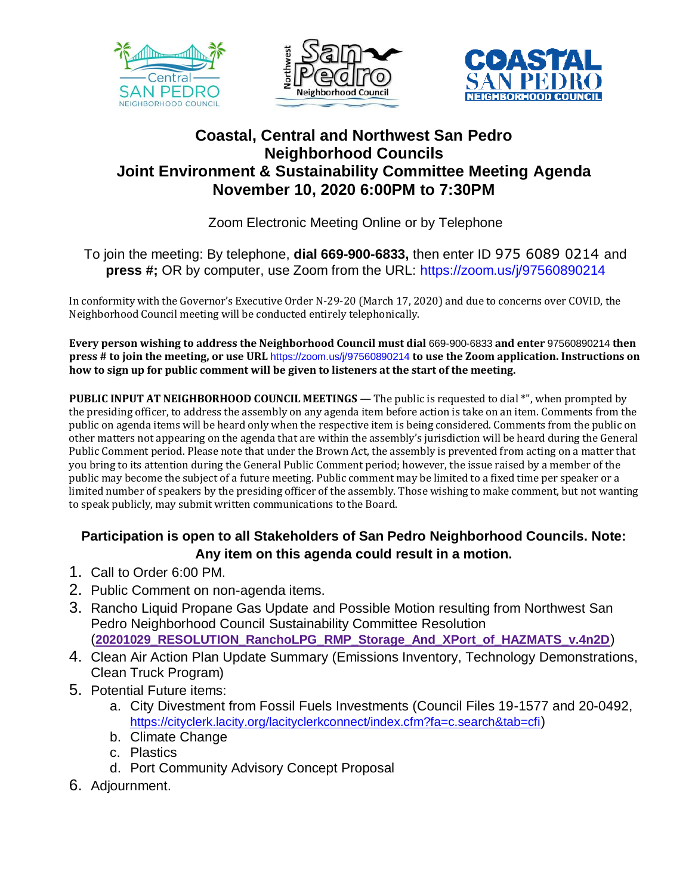# Coastal, Central and Northwest San Pedro Neighborhood Councils Joint Environment & Sustainability Committee Meeting Agenda November 10, 2020 6:00PM to 7:30PM

Zoom Electronic Meeting Online or by Telephone

To join the meeting: By telephone, **dial 669-900-6833,** then enter ID 975 6089 0214 and **press #;** OR by computer, use Zoom from the URL: https://zoom.us/j/97560890214

In conformity with the Governor's Executive Order N-29-20 (March 17, 2020) and due to concerns over COVID, the Neighborhood Council meeting will be conducted entirely telephonically.

**Every person wishing to address the Neighborhood Council must dial** 669-900-6833 **and enter** 97560890214 **then press # to join the meeting, or use URL** https://zoom.us/j/97560890214 **to use the Zoom application. Instructions on how to sign up for public comment will be given to listeners at the start of the meeting.**

**PUBLIC INPUT AT NEIGHBORHOOD COUNCIL MEETINGS —** The public is requested to dial *", when prompted by the presiding officer, to address the assembly on any agenda item before action is take on an item. Comments from the public on agenda items will be heard only when the respective item is being considered. Comments from the public on other matters not appearing on the agenda that are within the assembly's jurisdiction will be heard during the General Public Comment period. Please note that under the Brown Act, the assembly is prevented from acting on a matter that you bring to its attention during the General Public Comment period; however, the issue raised by a member of the public may become the subject of a future meeting. Public comment may be limited to a fixed time per speaker or a limited number of speakers by the presiding officer of the assembly. Those wishing to make comment, but not wanting to speak publicly, may submit written communications to the Board.

**Participation is open to all Stakeholders of San Pedro Neighborhood Councils. Note: Any item on this agenda could result in a motion.**

1. Call to Order 6:00 PM.
2. Public Comment on non-agenda items.
3. Rancho Liquid Propane Gas Update and Possible Motion resulting from Northwest San Pedro Neighborhood Council Sustainability Committee Resolution (**20201029_RESOLUTION_RanchoLPG_RMP_Storage_And_XPort_of_HAZMATS_v.4n2D**)
4. Clean Air Action Plan Update Summary (Emissions Inventory, Technology Demonstrations, Clean Truck Program)
5. Potential Future items:
   a. City Divestment from Fossil Fuels Investments (Council Files 19-1577 and 20-0492, https://cityclerk.lacity.org/lacityclerkconnect/index.cfm?fa=c.search&tab=cfi)
   b. Climate Change
   c. Plastics
   d. Port Community Advisory Concept Proposal
6. Adjournment.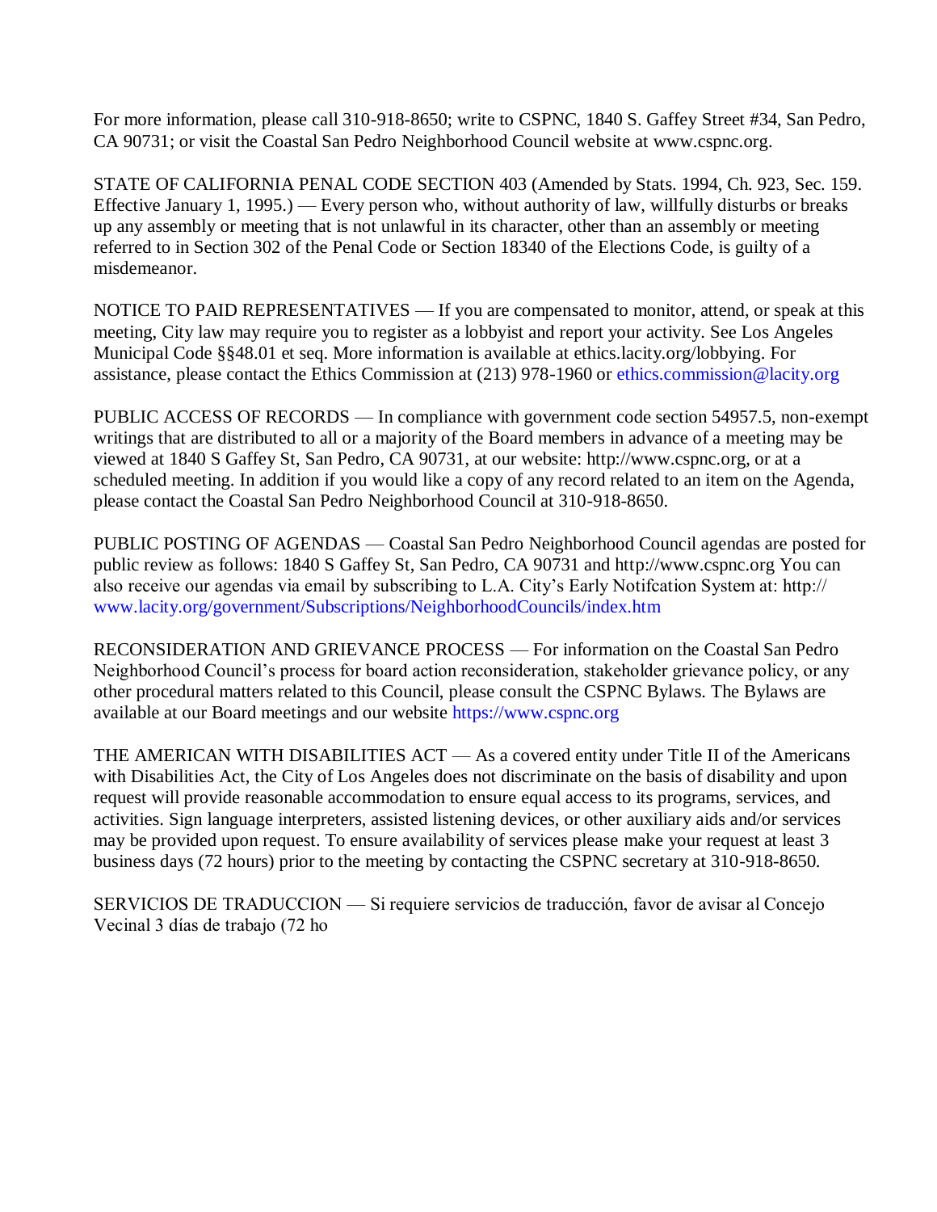For more information, please call 310-918-8650; write to CSPNC, 1840 S. Gaffey Street #34, San Pedro, CA 90731; or visit the Coastal San Pedro Neighborhood Council website at www.cspnc.org.

STATE OF CALIFORNIA PENAL CODE SECTION 403 (Amended by Stats. 1994, Ch. 923, Sec. 159. Effective January 1, 1995.) — Every person who, without authority of law, willfully disturbs or breaks up any assembly or meeting that is not unlawful in its character, other than an assembly or meeting referred to in Section 302 of the Penal Code or Section 18340 of the Elections Code, is guilty of a misdemeanor.

NOTICE TO PAID REPRESENTATIVES — If you are compensated to monitor, attend, or speak at this meeting, City law may require you to register as a lobbyist and report your activity. See Los Angeles Municipal Code §§48.01 et seq. More information is available at ethics.lacity.org/lobbying. For assistance, please contact the Ethics Commission at (213) 978-1960 or ethics.commission@lacity.org

PUBLIC ACCESS OF RECORDS — In compliance with government code section 54957.5, non-exempt writings that are distributed to all or a majority of the Board members in advance of a meeting may be viewed at 1840 S Gaffey St, San Pedro, CA 90731, at our website: http://www.cspnc.org, or at a scheduled meeting. In addition if you would like a copy of any record related to an item on the Agenda, please contact the Coastal San Pedro Neighborhood Council at 310-918-8650.

PUBLIC POSTING OF AGENDAS — Coastal San Pedro Neighborhood Council agendas are posted for public review as follows: 1840 S Gaffey St, San Pedro, CA 90731 and http://www.cspnc.org You can also receive our agendas via email by subscribing to L.A. City's Early Notifcation System at: http://www.lacity.org/government/Subscriptions/NeighborhoodCouncils/index.htm

RECONSIDERATION AND GRIEVANCE PROCESS — For information on the Coastal San Pedro Neighborhood Council's process for board action reconsideration, stakeholder grievance policy, or any other procedural matters related to this Council, please consult the CSPNC Bylaws. The Bylaws are available at our Board meetings and our website https://www.cspnc.org

THE AMERICAN WITH DISABILITIES ACT — As a covered entity under Title II of the Americans with Disabilities Act, the City of Los Angeles does not discriminate on the basis of disability and upon request will provide reasonable accommodation to ensure equal access to its programs, services, and activities. Sign language interpreters, assisted listening devices, or other auxiliary aids and/or services may be provided upon request. To ensure availability of services please make your request at least 3 business days (72 hours) prior to the meeting by contacting the CSPNC secretary at 310-918-8650.

SERVICIOS DE TRADUCCION — Si requiere servicios de traducción, favor de avisar al Concejo Vecinal 3 días de trabajo (72 ho